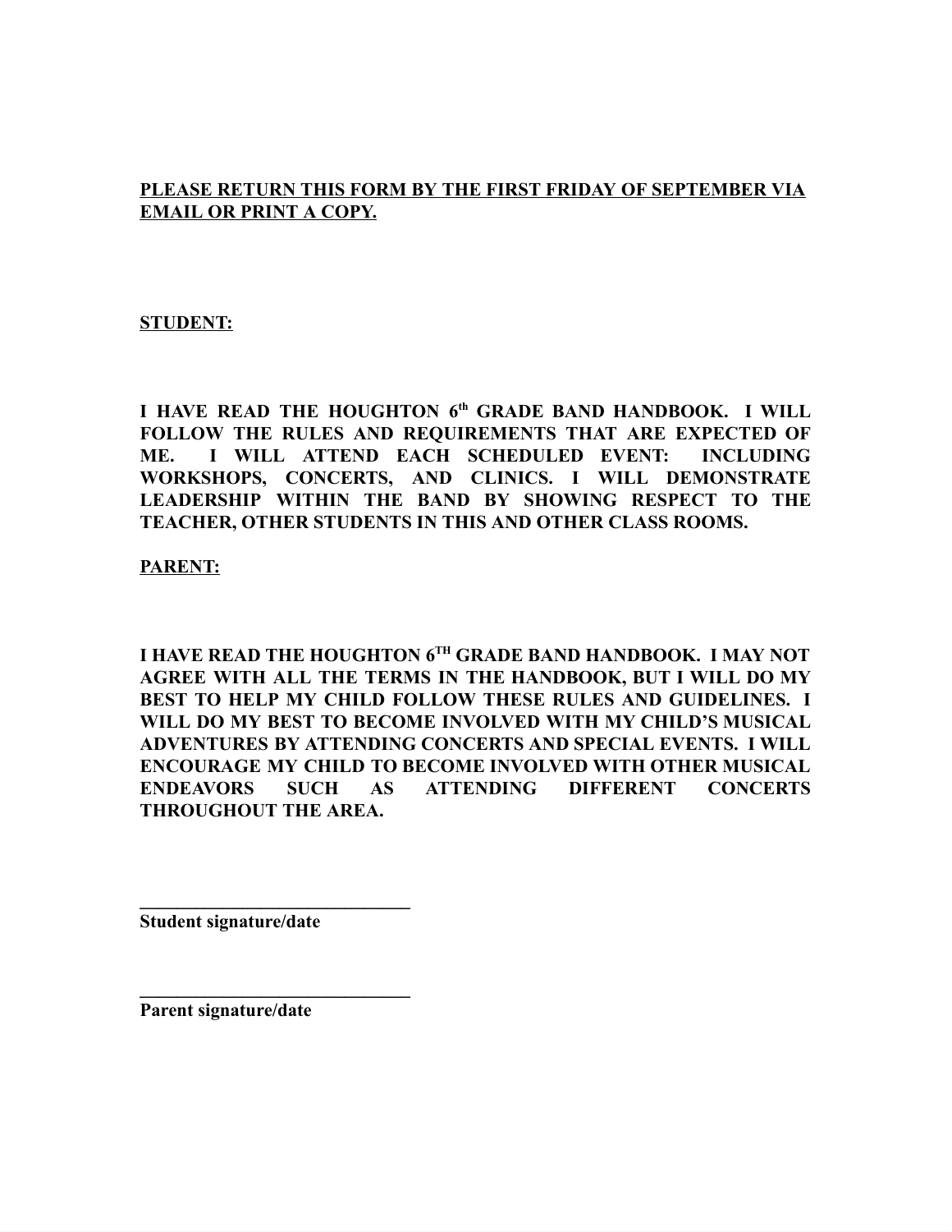**<u>PLEASE RETURN THIS FORM BY THE FIRST FRIDAY OF SEPTEMBER VIA EMAIL OR PRINT A COPY.</u>**

**<u>STUDENT:</u>**

**I HAVE READ THE HOUGHTON 6th GRADE BAND HANDBOOK. I WILL FOLLOW THE RULES AND REQUIREMENTS THAT ARE EXPECTED OF ME. I WILL ATTEND EACH SCHEDULED EVENT: INCLUDING WORKSHOPS, CONCERTS, AND CLINICS. I WILL DEMONSTRATE LEADERSHIP WITHIN THE BAND BY SHOWING RESPECT TO THE TEACHER, OTHER STUDENTS IN THIS AND OTHER CLASS ROOMS.**

**<u>PARENT:</u>**

**I HAVE READ THE HOUGHTON 6TH GRADE BAND HANDBOOK. I MAY NOT AGREE WITH ALL THE TERMS IN THE HANDBOOK, BUT I WILL DO MY BEST TO HELP MY CHILD FOLLOW THESE RULES AND GUIDELINES. I WILL DO MY BEST TO BECOME INVOLVED WITH MY CHILD'S MUSICAL ADVENTURES BY ATTENDING CONCERTS AND SPECIAL EVENTS. I WILL ENCOURAGE MY CHILD TO BECOME INVOLVED WITH OTHER MUSICAL ENDEAVORS SUCH AS ATTENDING DIFFERENT CONCERTS THROUGHOUT THE AREA.**

______________________________
**Student signature/date**

______________________________
**Parent signature/date**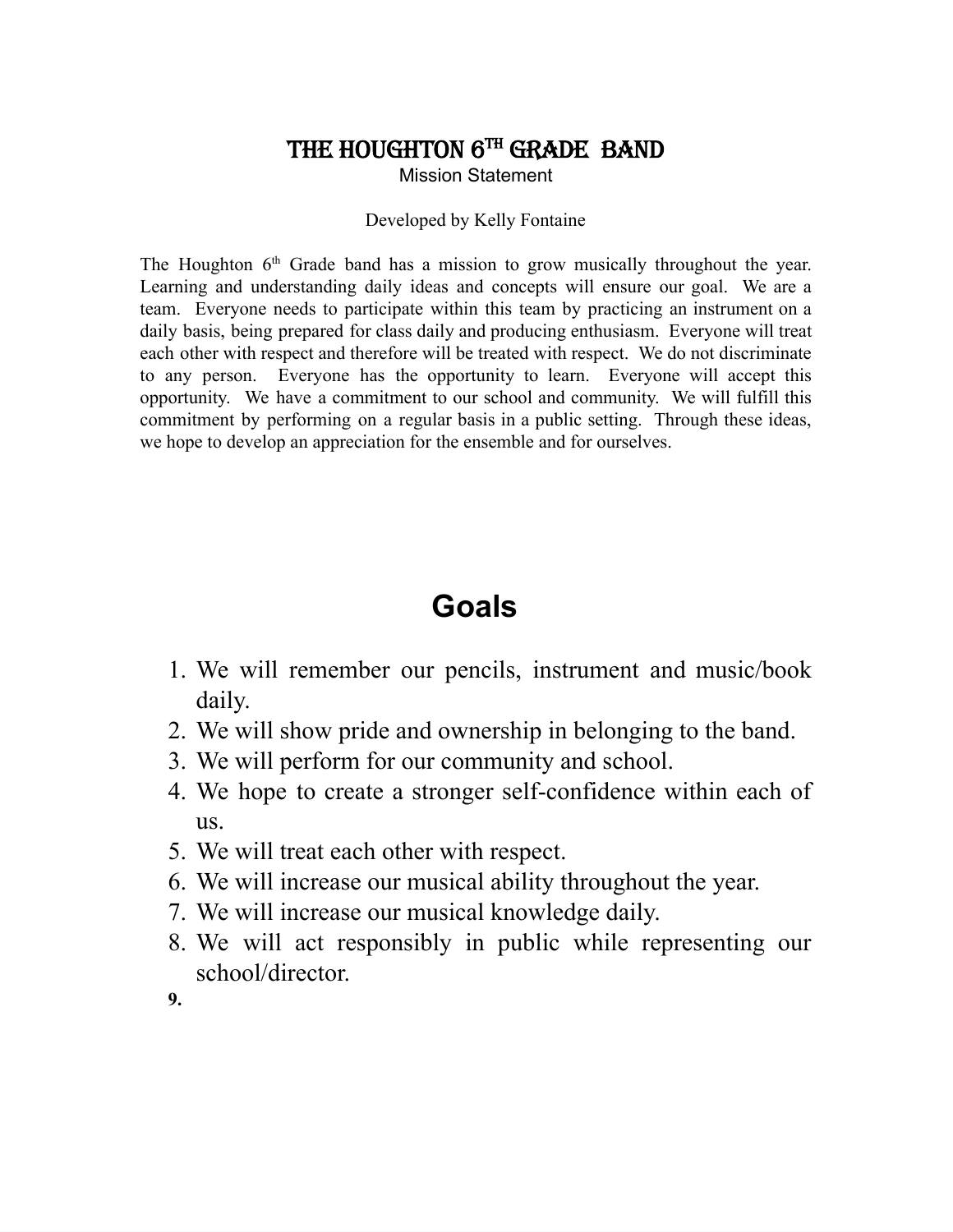# The Houghton 6th Grade Band

Mission Statement

Developed by Kelly Fontaine

The Houghton 6th Grade band has a mission to grow musically throughout the year. Learning and understanding daily ideas and concepts will ensure our goal. We are a team. Everyone needs to participate within this team by practicing an instrument on a daily basis, being prepared for class daily and producing enthusiasm. Everyone will treat each other with respect and therefore will be treated with respect. We do not discriminate to any person. Everyone has the opportunity to learn. Everyone will accept this opportunity. We have a commitment to our school and community. We will fulfill this commitment by performing on a regular basis in a public setting. Through these ideas, we hope to develop an appreciation for the ensemble and for ourselves.

# Goals

1. We will remember our pencils, instrument and music/book daily.
2. We will show pride and ownership in belonging to the band.
3. We will perform for our community and school.
4. We hope to create a stronger self-confidence within each of us.
5. We will treat each other with respect.
6. We will increase our musical ability throughout the year.
7. We will increase our musical knowledge daily.
8. We will act responsibly in public while representing our school/director.
9.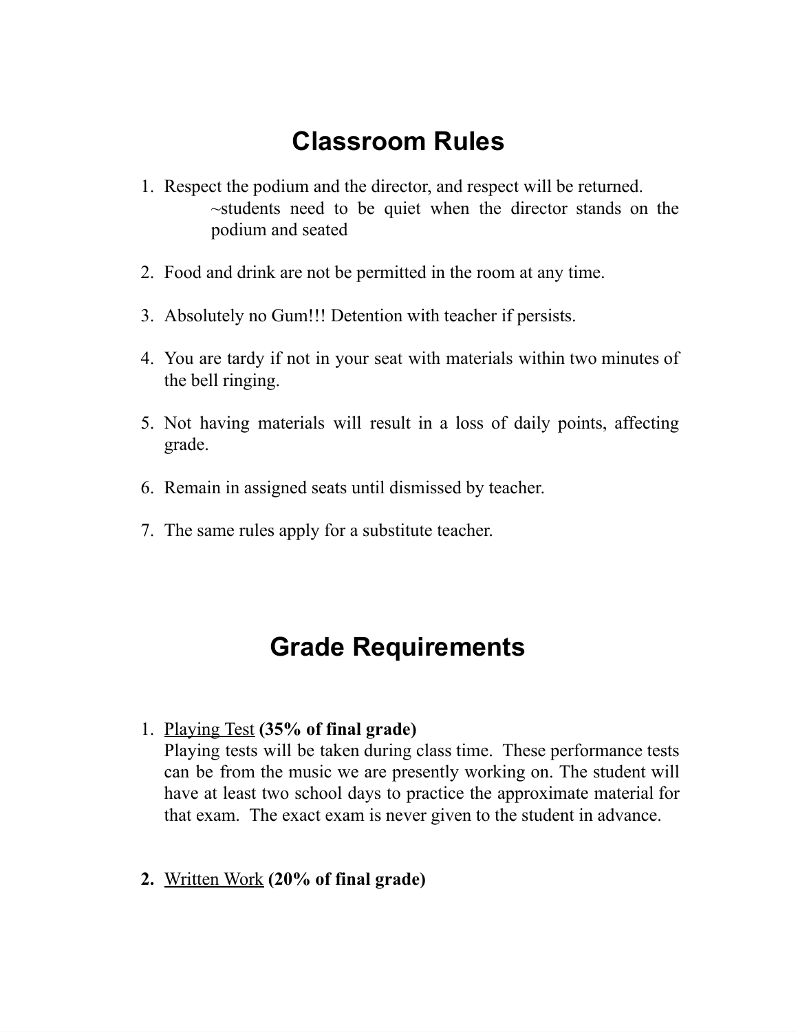# Classroom Rules

1. Respect the podium and the director, and respect will be returned.
   ~students need to be quiet when the director stands on the podium and seated

2. Food and drink are not be permitted in the room at any time.

3. Absolutely no Gum!!! Detention with teacher if persists.

4. You are tardy if not in your seat with materials within two minutes of the bell ringing.

5. Not having materials will result in a loss of daily points, affecting grade.

6. Remain in assigned seats until dismissed by teacher.

7. The same rules apply for a substitute teacher.

# Grade Requirements

1. <u>Playing Test</u> **(35% of final grade)**
   Playing tests will be taken during class time. These performance tests can be from the music we are presently working on. The student will have at least two school days to practice the approximate material for that exam. The exact exam is never given to the student in advance.

2. <u>Written Work</u> **(20% of final grade)**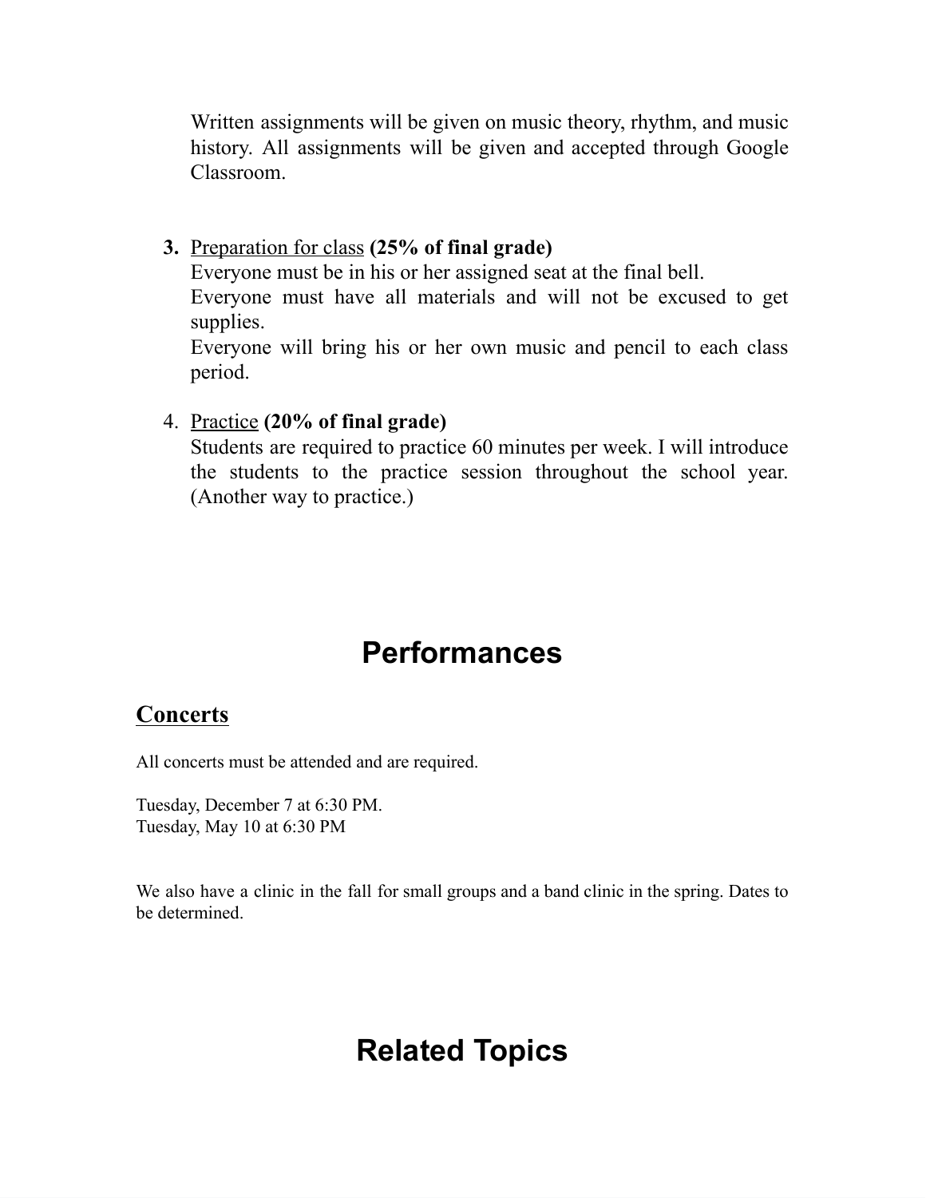Written assignments will be given on music theory, rhythm, and music history. All assignments will be given and accepted through Google Classroom.

3. <u>Preparation for class</u> **(25% of final grade)**
   Everyone must be in his or her assigned seat at the final bell.
   Everyone must have all materials and will not be excused to get supplies.
   Everyone will bring his or her own music and pencil to each class period.

4. <u>Practice</u> **(20% of final grade)**
   Students are required to practice 60 minutes per week. I will introduce the students to the practice session throughout the school year. (Another way to practice.)

# Performances

## Concerts

All concerts must be attended and are required.

Tuesday, December 7 at 6:30 PM.
Tuesday, May 10 at 6:30 PM

We also have a clinic in the fall for small groups and a band clinic in the spring. Dates to be determined.

# Related Topics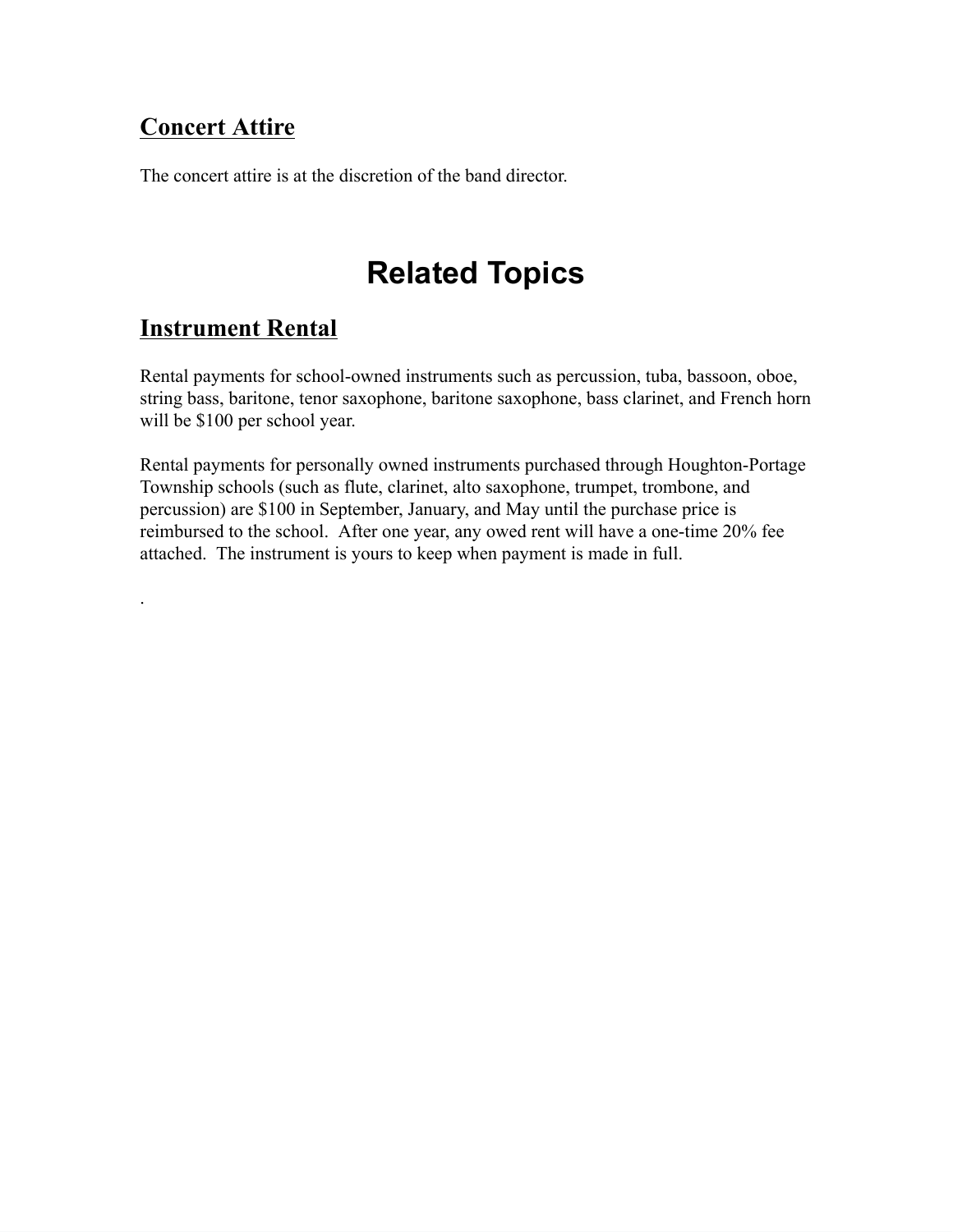## Concert Attire

The concert attire is at the discretion of the band director.

# Related Topics

## Instrument Rental

Rental payments for school-owned instruments such as percussion, tuba, bassoon, oboe, string bass, baritone, tenor saxophone, baritone saxophone, bass clarinet, and French horn will be $100 per school year.

Rental payments for personally owned instruments purchased through Houghton-Portage Township schools (such as flute, clarinet, alto saxophone, trumpet, trombone, and percussion) are $100 in September, January, and May until the purchase price is reimbursed to the school. After one year, any owed rent will have a one-time 20% fee attached. The instrument is yours to keep when payment is made in full.

.